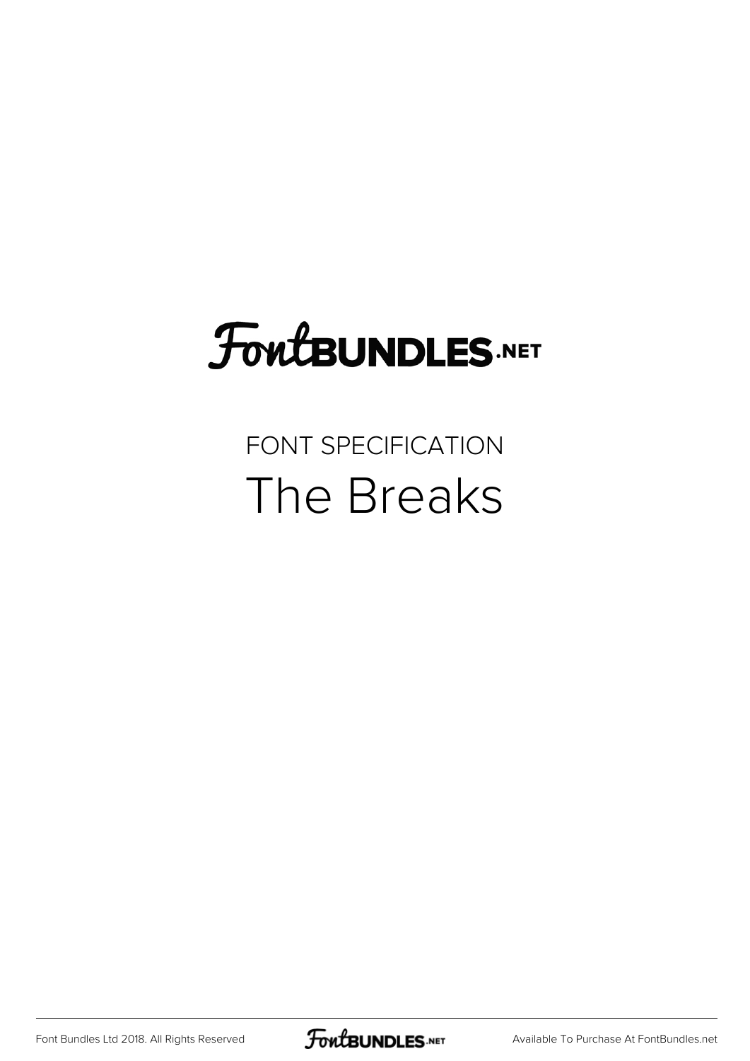FontBUNDLES.NET

FONT SPECIFICATION

# The Breaks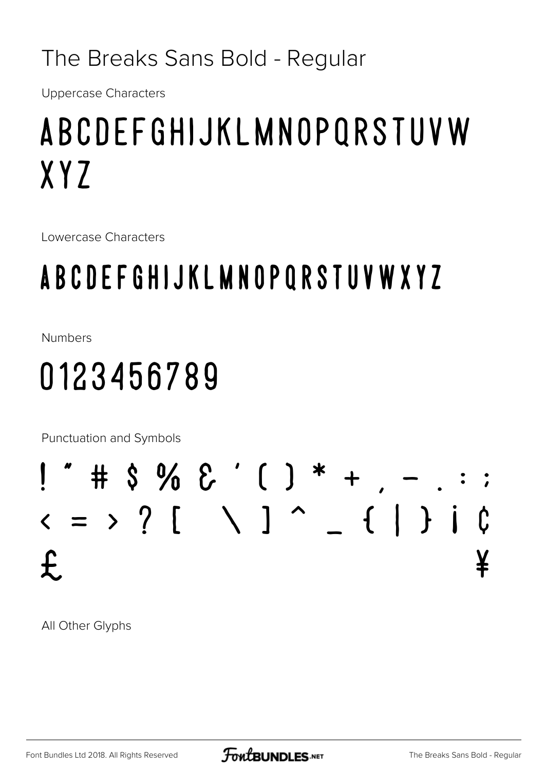# The Breaks Sans Bold - Regular

Uppercase Characters

ABCDEFGHIJKLMNOPQRSTUVW
XYZ

Lowercase Characters

ABCDEFGHIJKLMNOPQRSTUVWXYZ

Numbers

0123456789

Punctuation and Symbols

! " # $ % & ' ( ) * + , - . : ;
< = > ? [ \ ] ^ _ { | } ¡ ¢
£ ¥

All Other Glyphs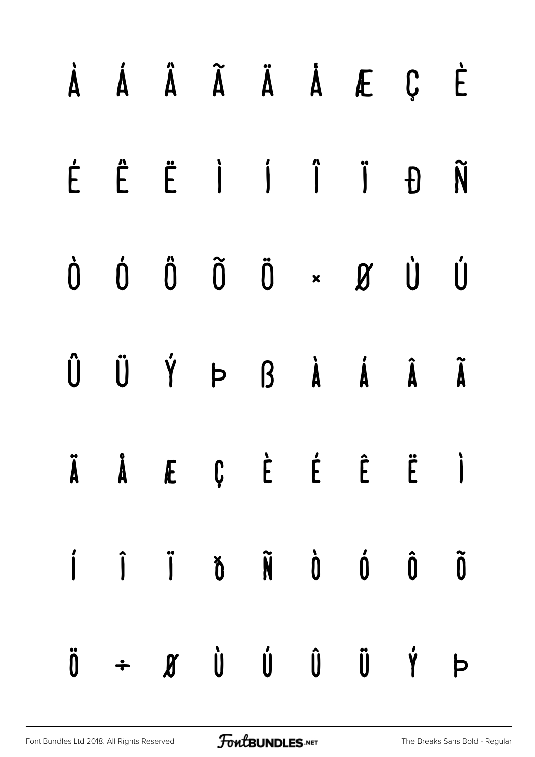À Á Â Ã Ä Å Æ Ç È

É Ê Ë Ì Í Î Ï Ð Ñ

Ò Ó Ô Õ Ö × Ø Ù Ú

Û Ü Ý Þ ß à á â ã

ä å æ ç è é ê ë ì

í î ï ð ñ ò ó ô õ

ö ÷ ø ù ú û ü ý þ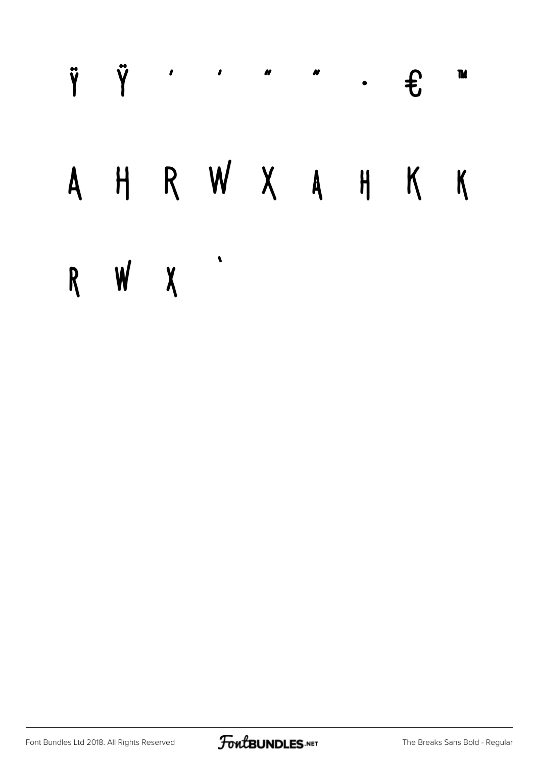ÿ Ÿ ' ' " " • € ™

A H R W X A H K K

R W X `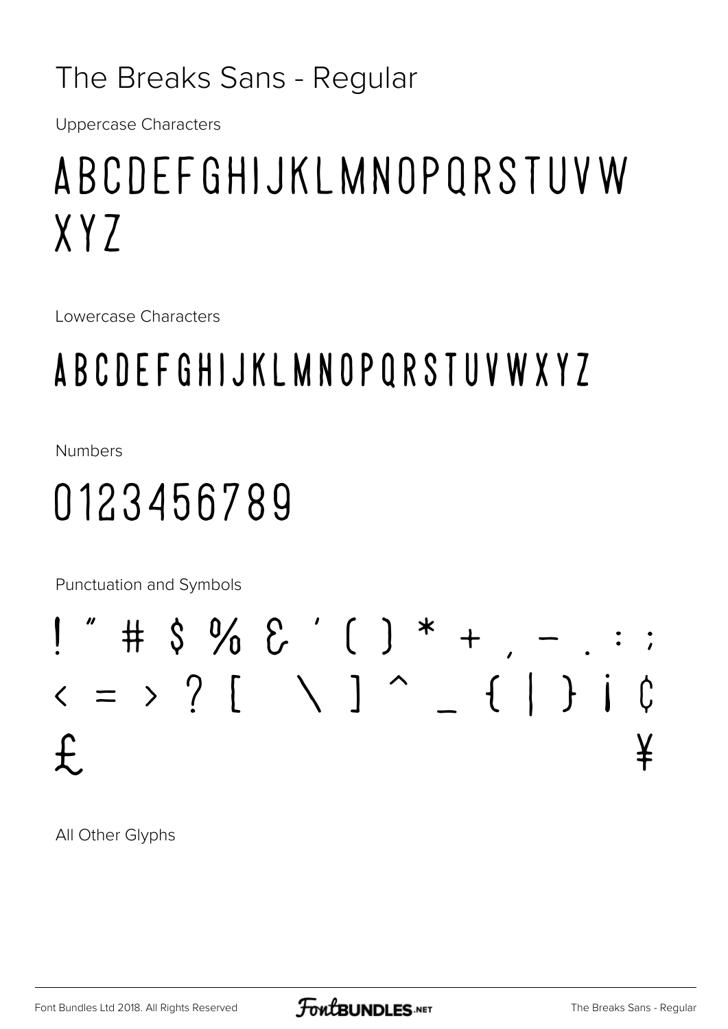# The Breaks Sans - Regular

Uppercase Characters

A B C D E F G H I J K L M N O P Q R S T U V W X Y Z

Lowercase Characters

A B C D E F G H I J K L M N O P Q R S T U V W X Y Z

Numbers

0 1 2 3 4 5 6 7 8 9

Punctuation and Symbols

! " # $ % & ' ( ) * + , - . : ;
< = > ? [ \ ] ^ _ { | } ¡ ¢
£ ¥

All Other Glyphs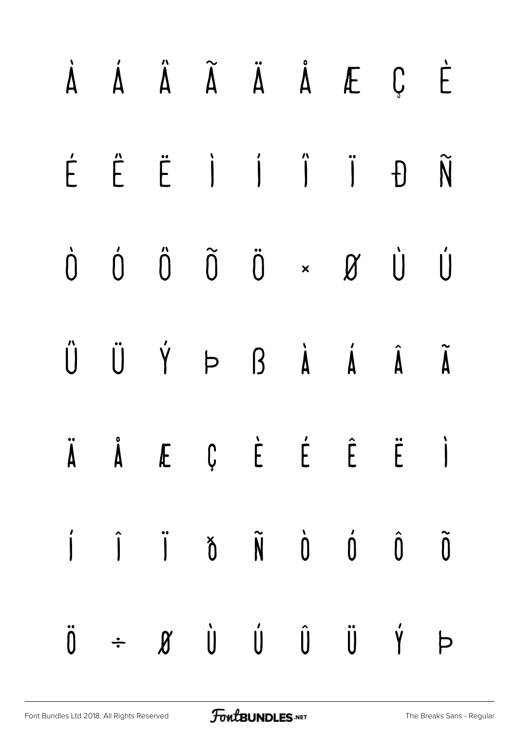À Á Â Ã Ä Å Æ Ç È

É Ê Ë Ì Í Î Ï Ð Ñ

Ò Ó Ô Õ Ö × Ø Ù Ú

Û Ü Ý Þ ß à á â ã

ä å æ ç è é ê ë ì

í î ï ð ñ ò ó ô õ

ö ÷ ø ù ú û ü ý þ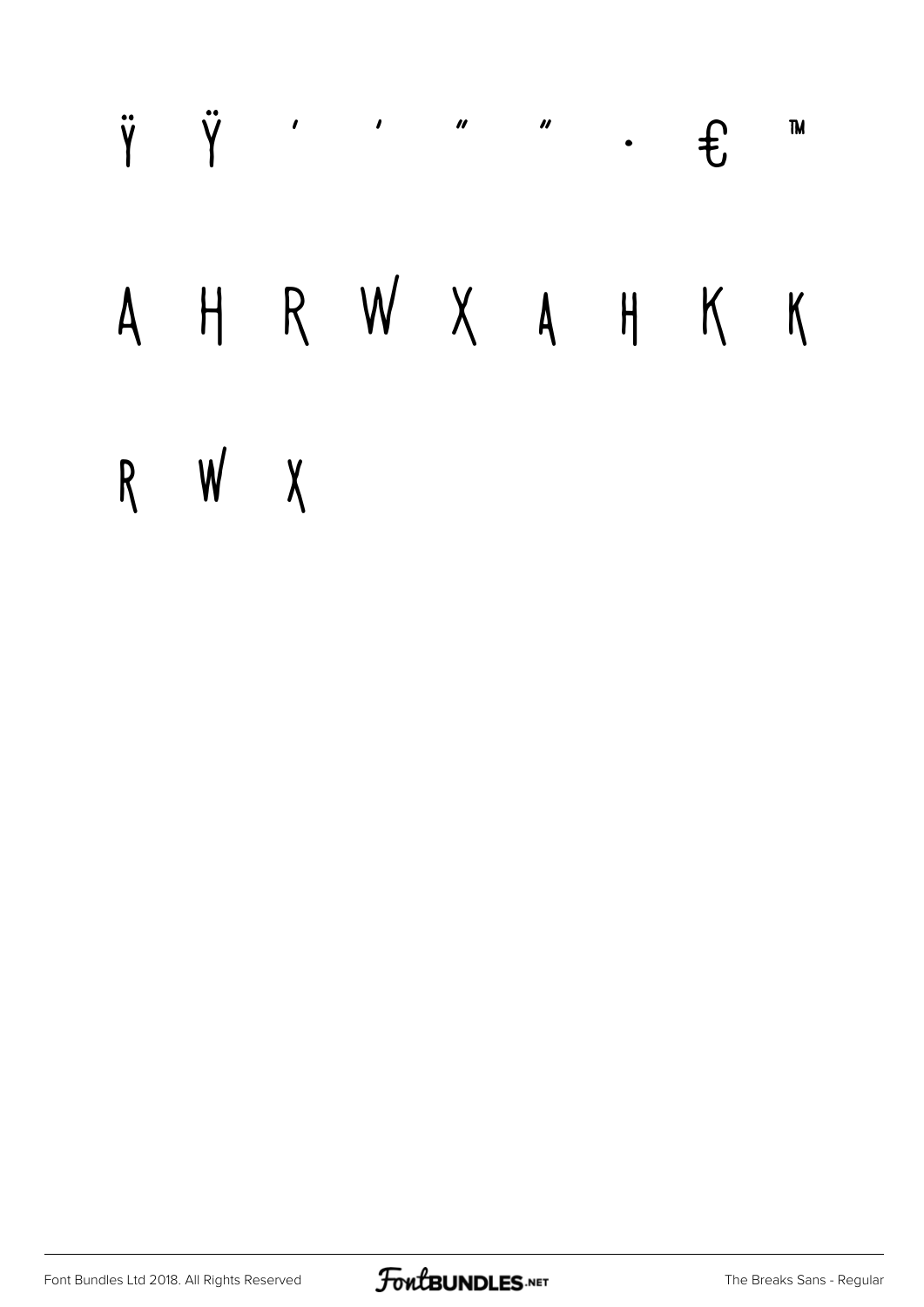ÿ Ÿ ' ' " " • € ™

A H R W X A H K K

R W X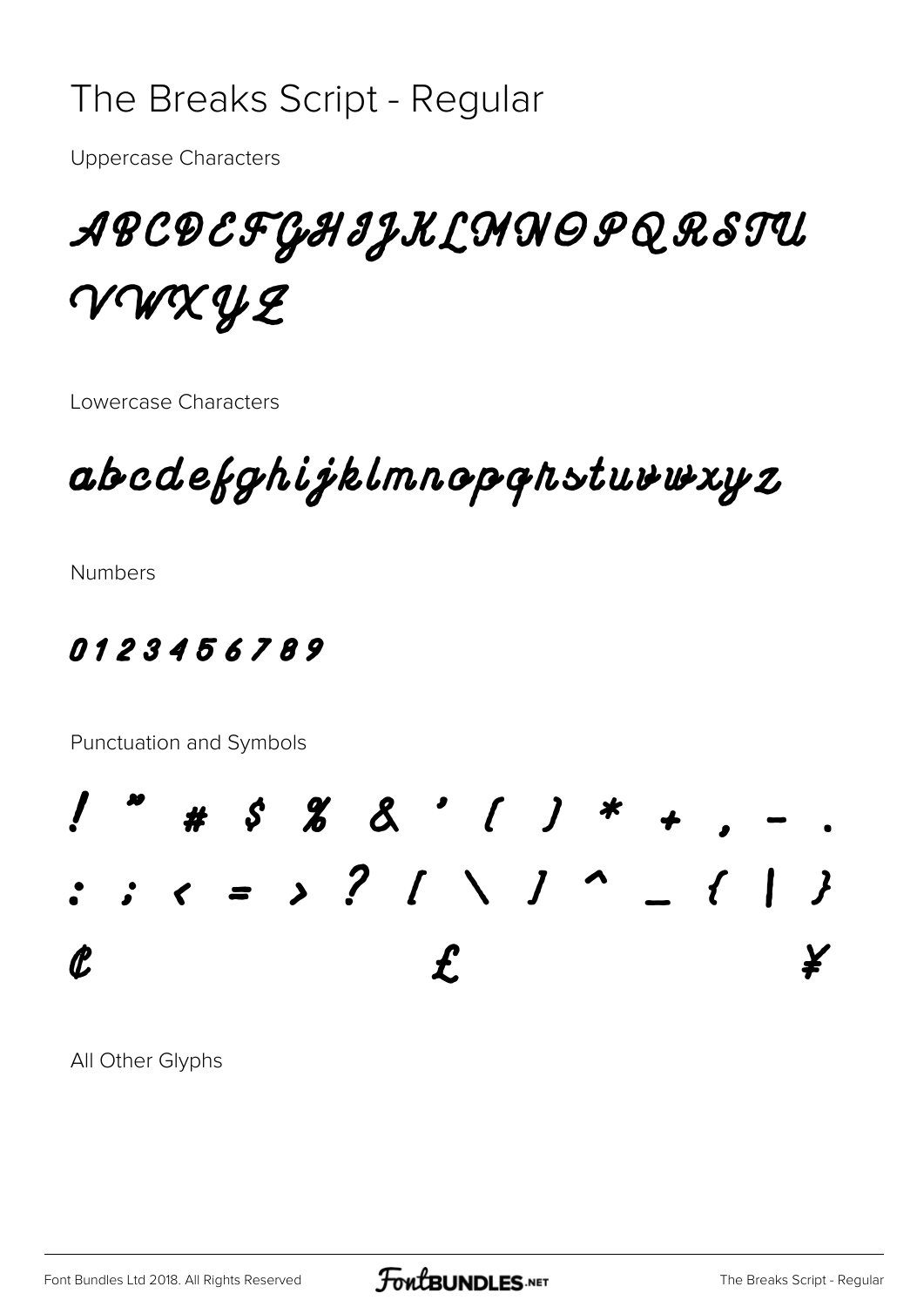# The Breaks Script - Regular

Uppercase Characters

ABCDEFGHIJKLMNOPQRSTU
VWXYZ

Lowercase Characters

abcdefghijklmnopqrstuvwxyz

Numbers

0123456789

Punctuation and Symbols

! " # $ % & ' ( ) * + , - .
: ; < = > ? [ \ ] ^ _ { | }
¢ £ ¥

All Other Glyphs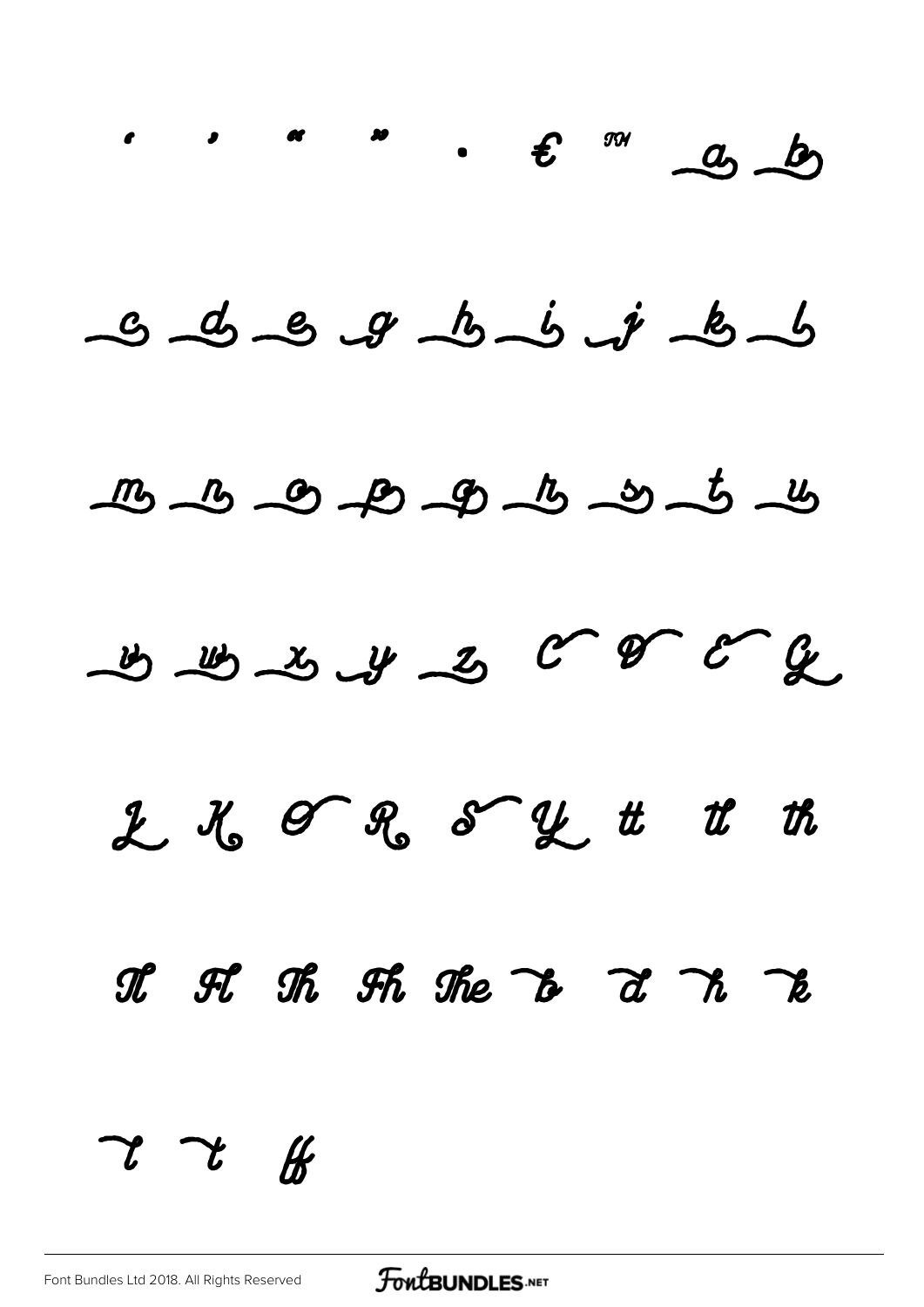‘ ’ “ ” • € ™ a b

c d e g h i j k l

m n o p q r s t u

v w x y z C D E G

J K O R S Y tt tl th

Tl Fl Th Fh The b d h k

l t ff